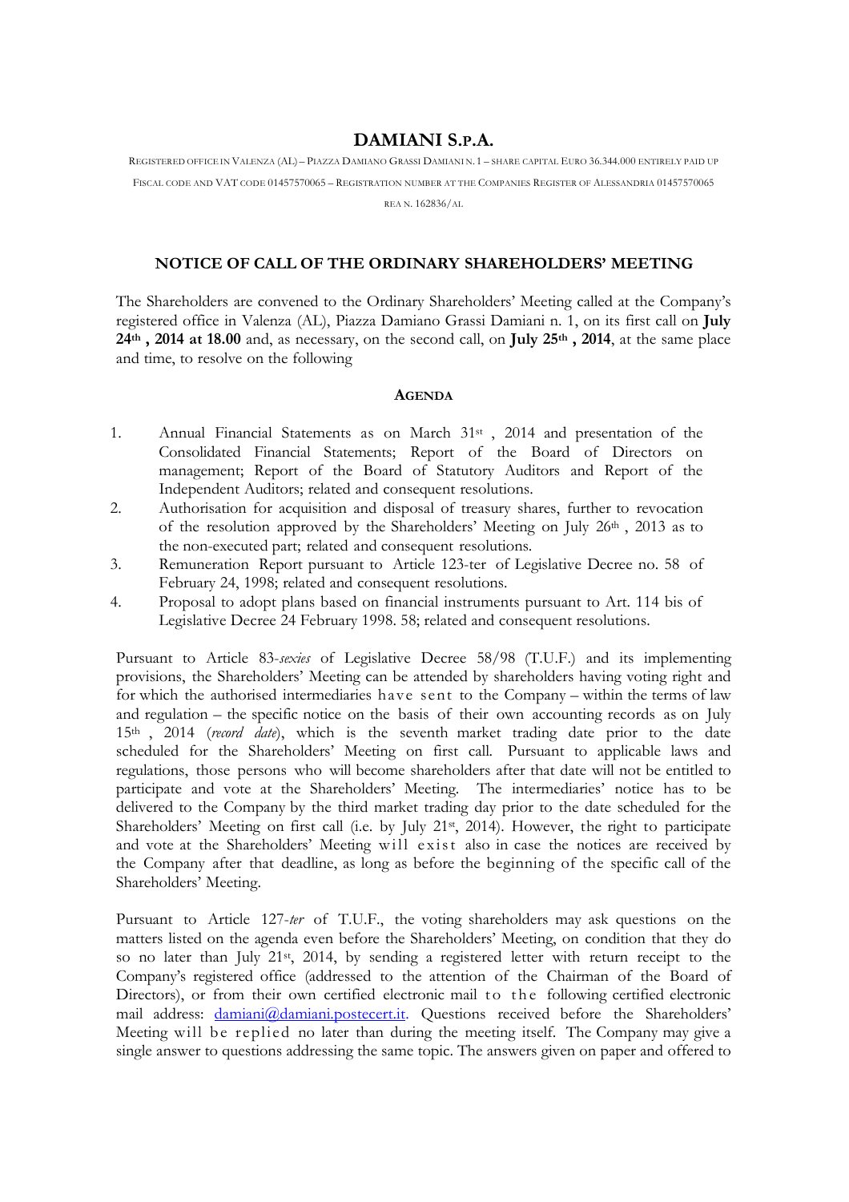# DAMIANI S.P.A.

REGISTERED OFFICE IN VALENZA (AL) – PIAZZA DAMIANO GRASSI DAMIANI N. 1 – SHARE CAPITAL EURO 36.344.000 ENTIRELY PAID UP

FISCAL CODE AND VAT CODE 01457570065 – REGISTRATION NUMBER AT THE COMPANIES REGISTER OF ALESSANDRIA 01457570065

REA N. 162836/AL

## NOTICE OF CALL OF THE ORDINARY SHAREHOLDERS' MEETING

The Shareholders are convened to the Ordinary Shareholders' Meeting called at the Company's registered office in Valenza (AL), Piazza Damiano Grassi Damiani n. 1, on its first call on **July 24th , 2014 at 18.00** and, as necessary, on the second call, on **July 25th , 2014**, at the same place and time, to resolve on the following

### AGENDA

1. Annual Financial Statements as on March 31st , 2014 and presentation of the Consolidated Financial Statements; Report of the Board of Directors on management; Report of the Board of Statutory Auditors and Report of the Independent Auditors; related and consequent resolutions.
2. Authorisation for acquisition and disposal of treasury shares, further to revocation of the resolution approved by the Shareholders' Meeting on July 26th , 2013 as to the non-executed part; related and consequent resolutions.
3. Remuneration Report pursuant to Article 123-ter of Legislative Decree no. 58 of February 24, 1998; related and consequent resolutions.
4. Proposal to adopt plans based on financial instruments pursuant to Art. 114 bis of Legislative Decree 24 February 1998. 58; related and consequent resolutions.

Pursuant to Article 83-*sexies* of Legislative Decree 58/98 (T.U.F.) and its implementing provisions, the Shareholders' Meeting can be attended by shareholders having voting right and for which the authorised intermediaries have sent to the Company – within the terms of law and regulation – the specific notice on the basis of their own accounting records as on July 15th , 2014 (*record date*), which is the seventh market trading date prior to the date scheduled for the Shareholders' Meeting on first call. Pursuant to applicable laws and regulations, those persons who will become shareholders after that date will not be entitled to participate and vote at the Shareholders' Meeting. The intermediaries' notice has to be delivered to the Company by the third market trading day prior to the date scheduled for the Shareholders' Meeting on first call (i.e. by July 21st, 2014). However, the right to participate and vote at the Shareholders' Meeting will exist also in case the notices are received by the Company after that deadline, as long as before the beginning of the specific call of the Shareholders' Meeting.

Pursuant to Article 127-*ter* of T.U.F., the voting shareholders may ask questions on the matters listed on the agenda even before the Shareholders' Meeting, on condition that they do so no later than July 21st, 2014, by sending a registered letter with return receipt to the Company's registered office (addressed to the attention of the Chairman of the Board of Directors), or from their own certified electronic mail to the following certified electronic mail address: damiani@damiani.postecert.it. Questions received before the Shareholders' Meeting will be replied no later than during the meeting itself. The Company may give a single answer to questions addressing the same topic. The answers given on paper and offered to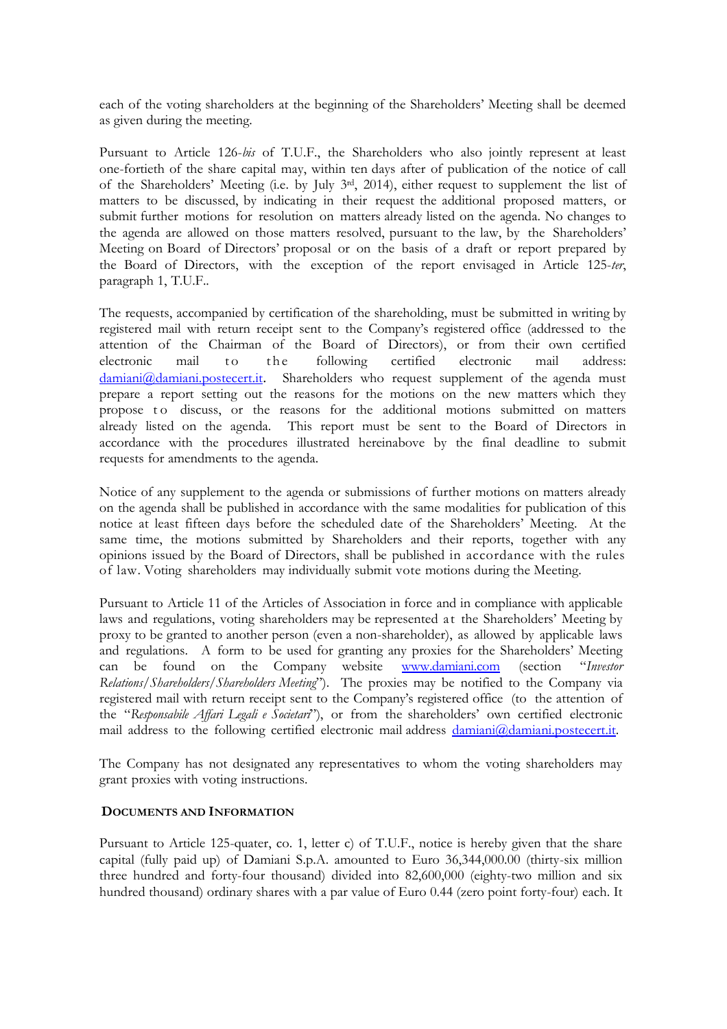each of the voting shareholders at the beginning of the Shareholders' Meeting shall be deemed as given during the meeting.

Pursuant to Article 126-*bis* of T.U.F., the Shareholders who also jointly represent at least one-fortieth of the share capital may, within ten days after of publication of the notice of call of the Shareholders' Meeting (i.e. by July 3rd, 2014), either request to supplement the list of matters to be discussed, by indicating in their request the additional proposed matters, or submit further motions for resolution on matters already listed on the agenda. No changes to the agenda are allowed on those matters resolved, pursuant to the law, by the Shareholders' Meeting on Board of Directors' proposal or on the basis of a draft or report prepared by the Board of Directors, with the exception of the report envisaged in Article 125-*ter*, paragraph 1, T.U.F..

The requests, accompanied by certification of the shareholding, must be submitted in writing by registered mail with return receipt sent to the Company's registered office (addressed to the attention of the Chairman of the Board of Directors), or from their own certified electronic mail to the following certified electronic mail address: damiani@damiani.postecert.it. Shareholders who request supplement of the agenda must prepare a report setting out the reasons for the motions on the new matters which they propose to discuss, or the reasons for the additional motions submitted on matters already listed on the agenda. This report must be sent to the Board of Directors in accordance with the procedures illustrated hereinabove by the final deadline to submit requests for amendments to the agenda.

Notice of any supplement to the agenda or submissions of further motions on matters already on the agenda shall be published in accordance with the same modalities for publication of this notice at least fifteen days before the scheduled date of the Shareholders' Meeting. At the same time, the motions submitted by Shareholders and their reports, together with any opinions issued by the Board of Directors, shall be published in accordance with the rules of law. Voting shareholders may individually submit vote motions during the Meeting.

Pursuant to Article 11 of the Articles of Association in force and in compliance with applicable laws and regulations, voting shareholders may be represented at the Shareholders' Meeting by proxy to be granted to another person (even a non-shareholder), as allowed by applicable laws and regulations. A form to be used for granting any proxies for the Shareholders' Meeting can be found on the Company website www.damiani.com (section "*Investor Relations/Shareholders/Shareholders Meeting*"). The proxies may be notified to the Company via registered mail with return receipt sent to the Company's registered office (to the attention of the "*Responsabile Affari Legali e Societari*"), or from the shareholders' own certified electronic mail address to the following certified electronic mail address damiani@damiani.postecert.it.

The Company has not designated any representatives to whom the voting shareholders may grant proxies with voting instructions.

## DOCUMENTS AND INFORMATION

Pursuant to Article 125-quater, co. 1, letter c) of T.U.F., notice is hereby given that the share capital (fully paid up) of Damiani S.p.A. amounted to Euro 36,344,000.00 (thirty-six million three hundred and forty-four thousand) divided into 82,600,000 (eighty-two million and six hundred thousand) ordinary shares with a par value of Euro 0.44 (zero point forty-four) each. It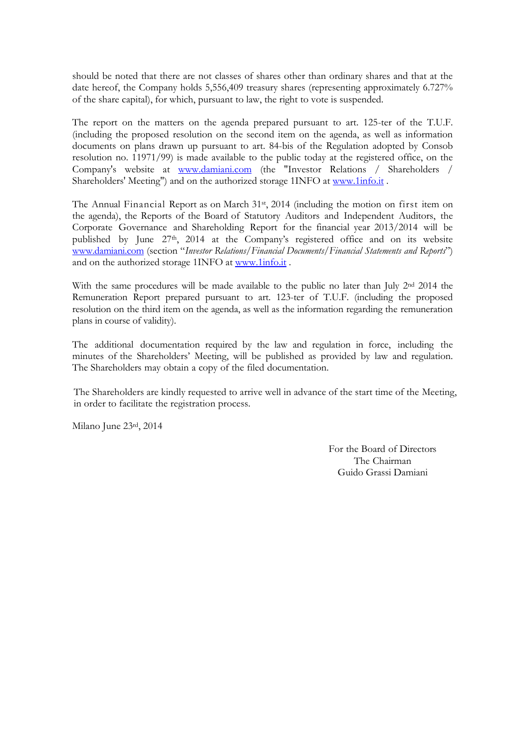should be noted that there are not classes of shares other than ordinary shares and that at the date hereof, the Company holds 5,556,409 treasury shares (representing approximately 6.727% of the share capital), for which, pursuant to law, the right to vote is suspended.

The report on the matters on the agenda prepared pursuant to art. 125-ter of the T.U.F. (including the proposed resolution on the second item on the agenda, as well as information documents on plans drawn up pursuant to art. 84-bis of the Regulation adopted by Consob resolution no. 11971/99) is made available to the public today at the registered office, on the Company's website at www.damiani.com (the "Investor Relations / Shareholders / Shareholders' Meeting") and on the authorized storage 1INFO at www.1info.it .

The Annual Financial Report as on March 31st, 2014 (including the motion on first item on the agenda), the Reports of the Board of Statutory Auditors and Independent Auditors, the Corporate Governance and Shareholding Report for the financial year 2013/2014 will be published by June 27th, 2014 at the Company's registered office and on its website www.damiani.com (section "*Investor Relations/Financial Documents/Financial Statements and Reports*") and on the authorized storage 1INFO at www.1info.it .

With the same procedures will be made available to the public no later than July 2nd 2014 the Remuneration Report prepared pursuant to art. 123-ter of T.U.F. (including the proposed resolution on the third item on the agenda, as well as the information regarding the remuneration plans in course of validity).

The additional documentation required by the law and regulation in force, including the minutes of the Shareholders' Meeting, will be published as provided by law and regulation. The Shareholders may obtain a copy of the filed documentation.

The Shareholders are kindly requested to arrive well in advance of the start time of the Meeting, in order to facilitate the registration process.

Milano June 23rd, 2014

For the Board of Directors
The Chairman
Guido Grassi Damiani